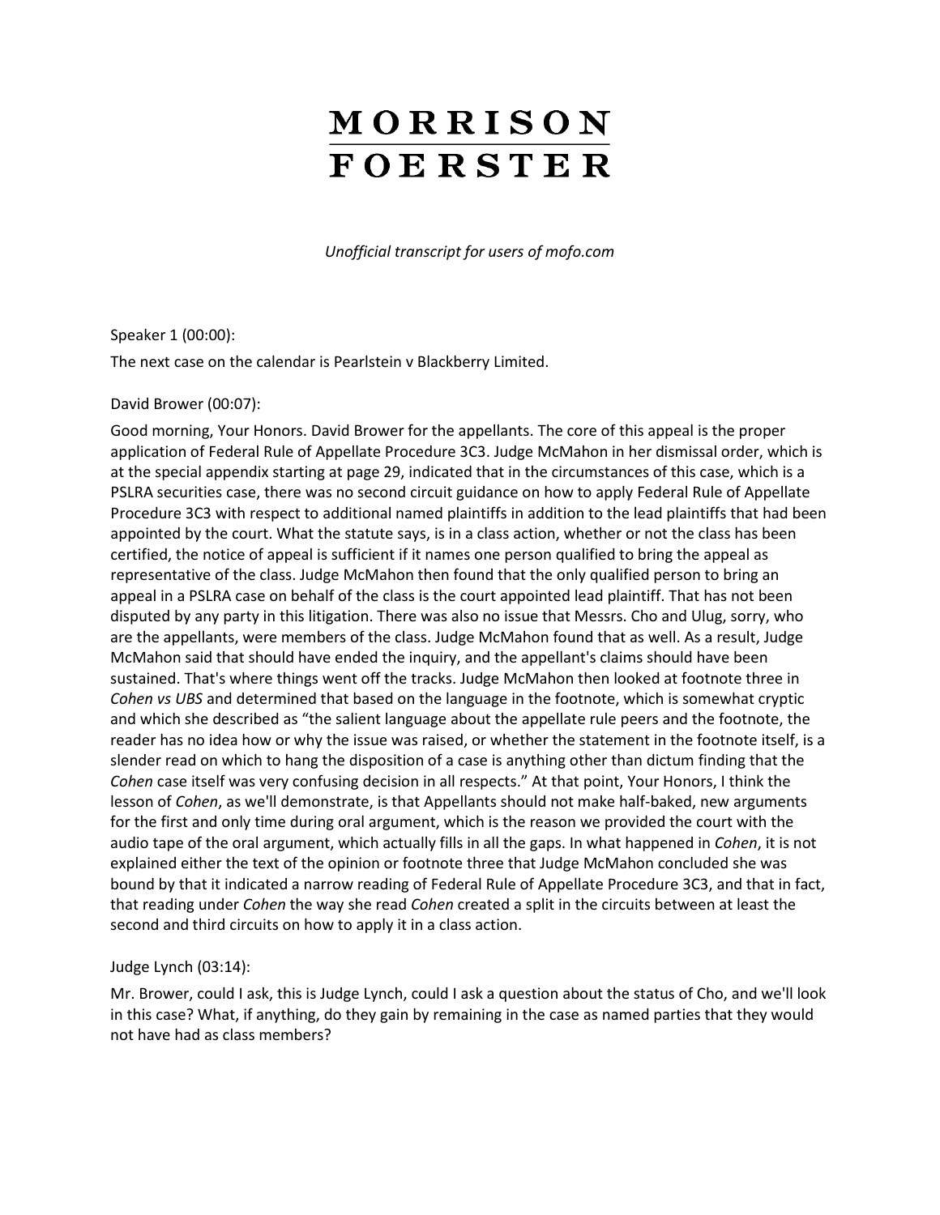# MORRISON FOERSTER

*Unofficial transcript for users of mofo.com*

Speaker 1 (00:00):

The next case on the calendar is Pearlstein v Blackberry Limited.

David Brower (00:07):

Good morning, Your Honors. David Brower for the appellants. The core of this appeal is the proper application of Federal Rule of Appellate Procedure 3C3. Judge McMahon in her dismissal order, which is at the special appendix starting at page 29, indicated that in the circumstances of this case, which is a PSLRA securities case, there was no second circuit guidance on how to apply Federal Rule of Appellate Procedure 3C3 with respect to additional named plaintiffs in addition to the lead plaintiffs that had been appointed by the court. What the statute says, is in a class action, whether or not the class has been certified, the notice of appeal is sufficient if it names one person qualified to bring the appeal as representative of the class. Judge McMahon then found that the only qualified person to bring an appeal in a PSLRA case on behalf of the class is the court appointed lead plaintiff. That has not been disputed by any party in this litigation. There was also no issue that Messrs. Cho and Ulug, sorry, who are the appellants, were members of the class. Judge McMahon found that as well. As a result, Judge McMahon said that should have ended the inquiry, and the appellant's claims should have been sustained. That's where things went off the tracks. Judge McMahon then looked at footnote three in *Cohen vs UBS* and determined that based on the language in the footnote, which is somewhat cryptic and which she described as "the salient language about the appellate rule peers and the footnote, the reader has no idea how or why the issue was raised, or whether the statement in the footnote itself, is a slender read on which to hang the disposition of a case is anything other than dictum finding that the *Cohen* case itself was very confusing decision in all respects." At that point, Your Honors, I think the lesson of *Cohen*, as we'll demonstrate, is that Appellants should not make half-baked, new arguments for the first and only time during oral argument, which is the reason we provided the court with the audio tape of the oral argument, which actually fills in all the gaps. In what happened in *Cohen*, it is not explained either the text of the opinion or footnote three that Judge McMahon concluded she was bound by that it indicated a narrow reading of Federal Rule of Appellate Procedure 3C3, and that in fact, that reading under *Cohen* the way she read *Cohen* created a split in the circuits between at least the second and third circuits on how to apply it in a class action.

Judge Lynch (03:14):

Mr. Brower, could I ask, this is Judge Lynch, could I ask a question about the status of Cho, and we'll look in this case? What, if anything, do they gain by remaining in the case as named parties that they would not have had as class members?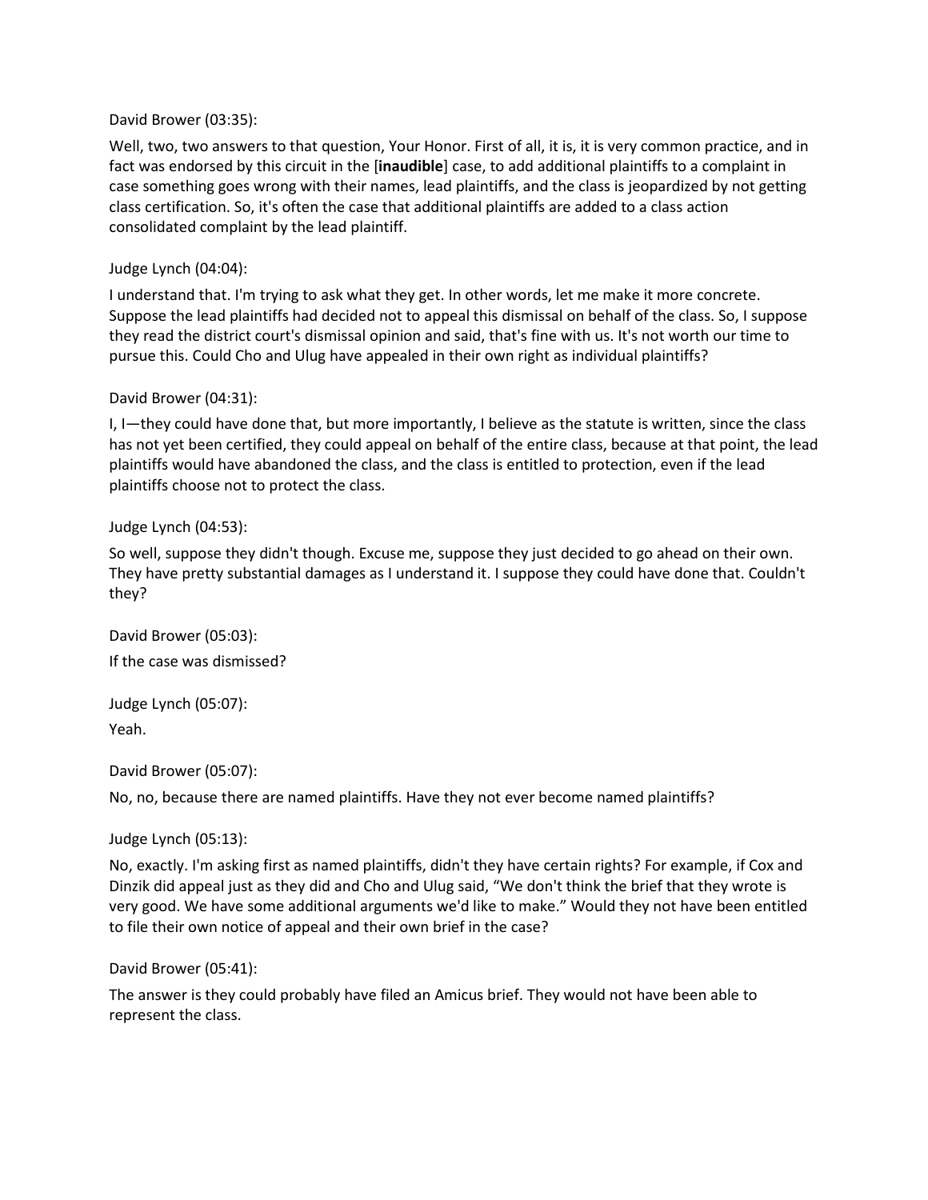David Brower (03:35):

Well, two, two answers to that question, Your Honor. First of all, it is, it is very common practice, and in fact was endorsed by this circuit in the [**inaudible**] case, to add additional plaintiffs to a complaint in case something goes wrong with their names, lead plaintiffs, and the class is jeopardized by not getting class certification. So, it's often the case that additional plaintiffs are added to a class action consolidated complaint by the lead plaintiff.

Judge Lynch (04:04):

I understand that. I'm trying to ask what they get. In other words, let me make it more concrete. Suppose the lead plaintiffs had decided not to appeal this dismissal on behalf of the class. So, I suppose they read the district court's dismissal opinion and said, that's fine with us. It's not worth our time to pursue this. Could Cho and Ulug have appealed in their own right as individual plaintiffs?

David Brower (04:31):

I, I—they could have done that, but more importantly, I believe as the statute is written, since the class has not yet been certified, they could appeal on behalf of the entire class, because at that point, the lead plaintiffs would have abandoned the class, and the class is entitled to protection, even if the lead plaintiffs choose not to protect the class.

Judge Lynch (04:53):

So well, suppose they didn't though. Excuse me, suppose they just decided to go ahead on their own. They have pretty substantial damages as I understand it. I suppose they could have done that. Couldn't they?

David Brower (05:03):

If the case was dismissed?

Judge Lynch (05:07):

Yeah.

David Brower (05:07):

No, no, because there are named plaintiffs. Have they not ever become named plaintiffs?

Judge Lynch (05:13):

No, exactly. I'm asking first as named plaintiffs, didn't they have certain rights? For example, if Cox and Dinzik did appeal just as they did and Cho and Ulug said, "We don't think the brief that they wrote is very good. We have some additional arguments we'd like to make." Would they not have been entitled to file their own notice of appeal and their own brief in the case?

David Brower (05:41):

The answer is they could probably have filed an Amicus brief. They would not have been able to represent the class.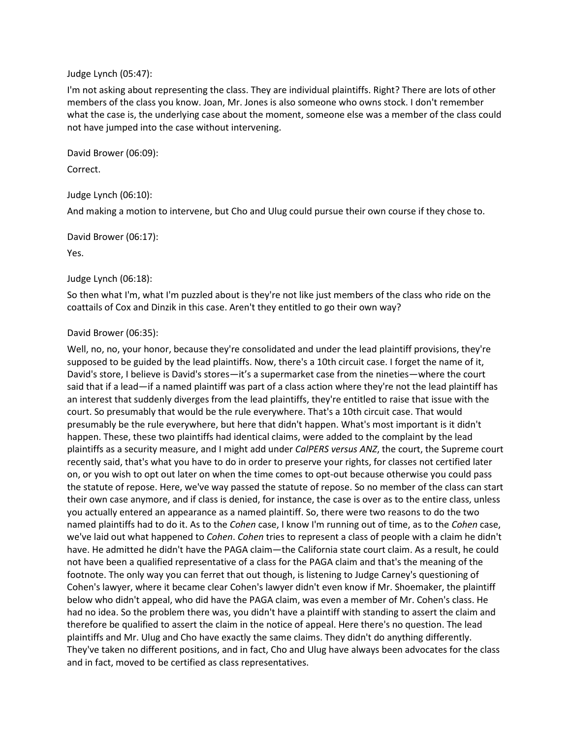Judge Lynch (05:47):

I'm not asking about representing the class. They are individual plaintiffs. Right? There are lots of other members of the class you know. Joan, Mr. Jones is also someone who owns stock. I don't remember what the case is, the underlying case about the moment, someone else was a member of the class could not have jumped into the case without intervening.

David Brower (06:09):

Correct.

Judge Lynch (06:10):

And making a motion to intervene, but Cho and Ulug could pursue their own course if they chose to.

David Brower (06:17):

Yes.

Judge Lynch (06:18):

So then what I'm, what I'm puzzled about is they're not like just members of the class who ride on the coattails of Cox and Dinzik in this case. Aren't they entitled to go their own way?

David Brower (06:35):

Well, no, no, your honor, because they're consolidated and under the lead plaintiff provisions, they're supposed to be guided by the lead plaintiffs. Now, there's a 10th circuit case. I forget the name of it, David's store, I believe is David's stores—it's a supermarket case from the nineties—where the court said that if a lead—if a named plaintiff was part of a class action where they're not the lead plaintiff has an interest that suddenly diverges from the lead plaintiffs, they're entitled to raise that issue with the court. So presumably that would be the rule everywhere. That's a 10th circuit case. That would presumably be the rule everywhere, but here that didn't happen. What's most important is it didn't happen. These, these two plaintiffs had identical claims, were added to the complaint by the lead plaintiffs as a security measure, and I might add under *CalPERS versus ANZ*, the court, the Supreme court recently said, that's what you have to do in order to preserve your rights, for classes not certified later on, or you wish to opt out later on when the time comes to opt-out because otherwise you could pass the statute of repose. Here, we've way passed the statute of repose. So no member of the class can start their own case anymore, and if class is denied, for instance, the case is over as to the entire class, unless you actually entered an appearance as a named plaintiff. So, there were two reasons to do the two named plaintiffs had to do it. As to the *Cohen* case, I know I'm running out of time, as to the *Cohen* case, we've laid out what happened to *Cohen*. *Cohen* tries to represent a class of people with a claim he didn't have. He admitted he didn't have the PAGA claim—the California state court claim. As a result, he could not have been a qualified representative of a class for the PAGA claim and that's the meaning of the footnote. The only way you can ferret that out though, is listening to Judge Carney's questioning of Cohen's lawyer, where it became clear Cohen's lawyer didn't even know if Mr. Shoemaker, the plaintiff below who didn't appeal, who did have the PAGA claim, was even a member of Mr. Cohen's class. He had no idea. So the problem there was, you didn't have a plaintiff with standing to assert the claim and therefore be qualified to assert the claim in the notice of appeal. Here there's no question. The lead plaintiffs and Mr. Ulug and Cho have exactly the same claims. They didn't do anything differently. They've taken no different positions, and in fact, Cho and Ulug have always been advocates for the class and in fact, moved to be certified as class representatives.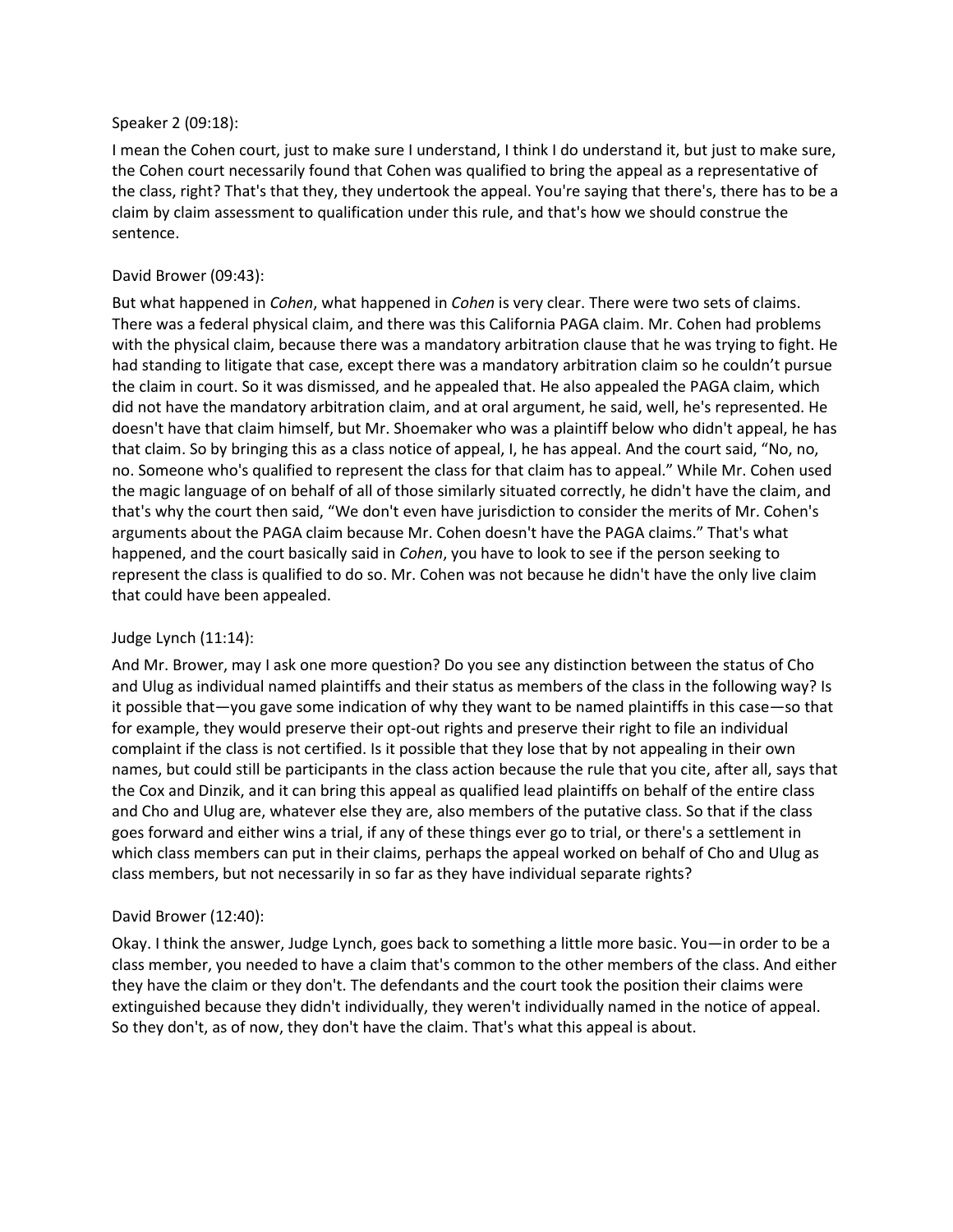Speaker 2 (09:18):

I mean the Cohen court, just to make sure I understand, I think I do understand it, but just to make sure, the Cohen court necessarily found that Cohen was qualified to bring the appeal as a representative of the class, right? That's that they, they undertook the appeal. You're saying that there's, there has to be a claim by claim assessment to qualification under this rule, and that's how we should construe the sentence.

David Brower (09:43):

But what happened in *Cohen*, what happened in *Cohen* is very clear. There were two sets of claims. There was a federal physical claim, and there was this California PAGA claim. Mr. Cohen had problems with the physical claim, because there was a mandatory arbitration clause that he was trying to fight. He had standing to litigate that case, except there was a mandatory arbitration claim so he couldn't pursue the claim in court. So it was dismissed, and he appealed that. He also appealed the PAGA claim, which did not have the mandatory arbitration claim, and at oral argument, he said, well, he's represented. He doesn't have that claim himself, but Mr. Shoemaker who was a plaintiff below who didn't appeal, he has that claim. So by bringing this as a class notice of appeal, I, he has appeal. And the court said, "No, no, no. Someone who's qualified to represent the class for that claim has to appeal." While Mr. Cohen used the magic language of on behalf of all of those similarly situated correctly, he didn't have the claim, and that's why the court then said, "We don't even have jurisdiction to consider the merits of Mr. Cohen's arguments about the PAGA claim because Mr. Cohen doesn't have the PAGA claims." That's what happened, and the court basically said in *Cohen*, you have to look to see if the person seeking to represent the class is qualified to do so. Mr. Cohen was not because he didn't have the only live claim that could have been appealed.

Judge Lynch (11:14):

And Mr. Brower, may I ask one more question? Do you see any distinction between the status of Cho and Ulug as individual named plaintiffs and their status as members of the class in the following way? Is it possible that—you gave some indication of why they want to be named plaintiffs in this case—so that for example, they would preserve their opt-out rights and preserve their right to file an individual complaint if the class is not certified. Is it possible that they lose that by not appealing in their own names, but could still be participants in the class action because the rule that you cite, after all, says that the Cox and Dinzik, and it can bring this appeal as qualified lead plaintiffs on behalf of the entire class and Cho and Ulug are, whatever else they are, also members of the putative class. So that if the class goes forward and either wins a trial, if any of these things ever go to trial, or there's a settlement in which class members can put in their claims, perhaps the appeal worked on behalf of Cho and Ulug as class members, but not necessarily in so far as they have individual separate rights?

David Brower (12:40):

Okay. I think the answer, Judge Lynch, goes back to something a little more basic. You—in order to be a class member, you needed to have a claim that's common to the other members of the class. And either they have the claim or they don't. The defendants and the court took the position their claims were extinguished because they didn't individually, they weren't individually named in the notice of appeal. So they don't, as of now, they don't have the claim. That's what this appeal is about.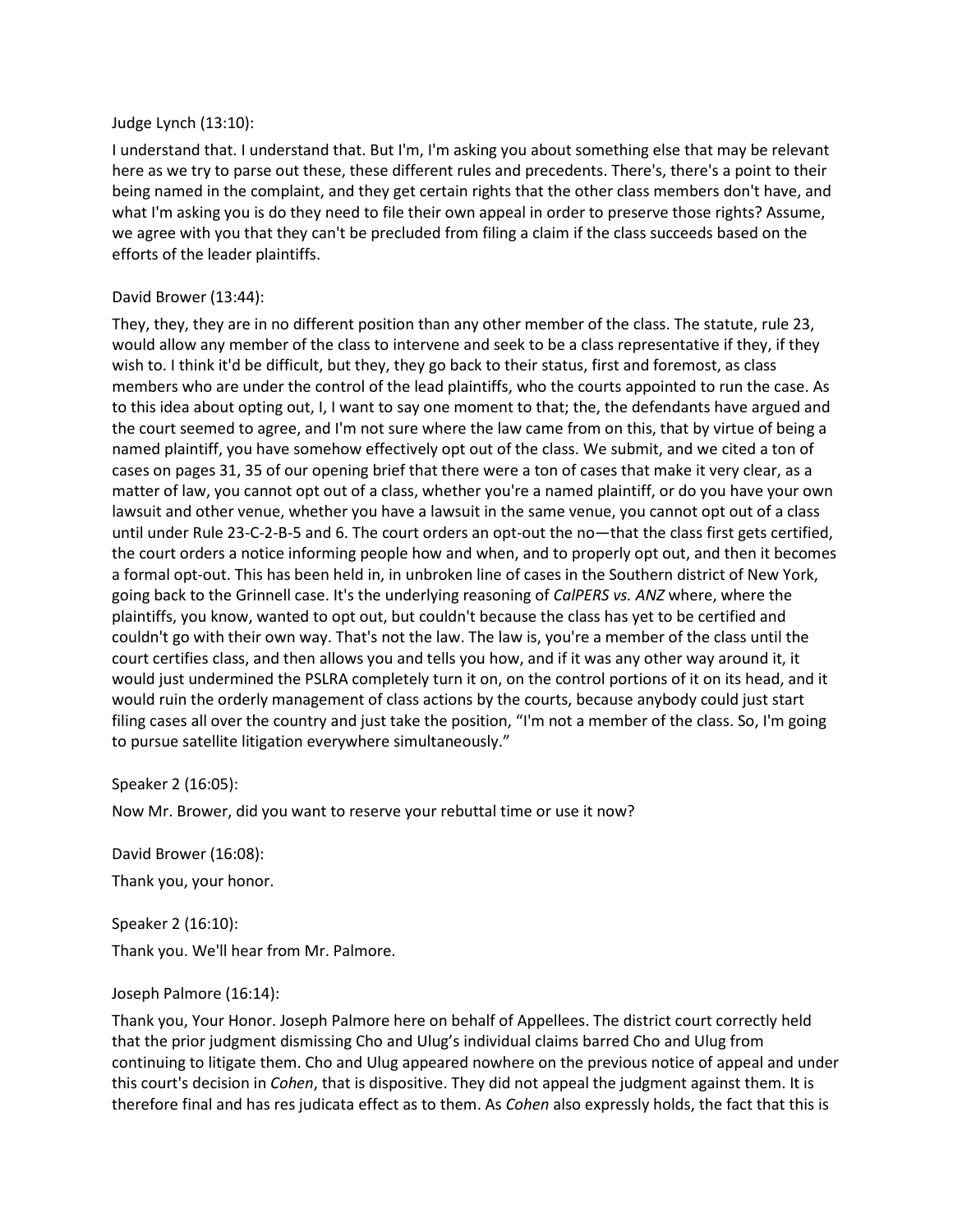Judge Lynch (13:10):

I understand that. I understand that. But I'm, I'm asking you about something else that may be relevant here as we try to parse out these, these different rules and precedents. There's, there's a point to their being named in the complaint, and they get certain rights that the other class members don't have, and what I'm asking you is do they need to file their own appeal in order to preserve those rights? Assume, we agree with you that they can't be precluded from filing a claim if the class succeeds based on the efforts of the leader plaintiffs.

David Brower (13:44):

They, they, they are in no different position than any other member of the class. The statute, rule 23, would allow any member of the class to intervene and seek to be a class representative if they, if they wish to. I think it'd be difficult, but they, they go back to their status, first and foremost, as class members who are under the control of the lead plaintiffs, who the courts appointed to run the case. As to this idea about opting out, I, I want to say one moment to that; the, the defendants have argued and the court seemed to agree, and I'm not sure where the law came from on this, that by virtue of being a named plaintiff, you have somehow effectively opt out of the class. We submit, and we cited a ton of cases on pages 31, 35 of our opening brief that there were a ton of cases that make it very clear, as a matter of law, you cannot opt out of a class, whether you're a named plaintiff, or do you have your own lawsuit and other venue, whether you have a lawsuit in the same venue, you cannot opt out of a class until under Rule 23-C-2-B-5 and 6. The court orders an opt-out the no—that the class first gets certified, the court orders a notice informing people how and when, and to properly opt out, and then it becomes a formal opt-out. This has been held in, in unbroken line of cases in the Southern district of New York, going back to the Grinnell case. It's the underlying reasoning of *CalPERS vs. ANZ* where, where the plaintiffs, you know, wanted to opt out, but couldn't because the class has yet to be certified and couldn't go with their own way. That's not the law. The law is, you're a member of the class until the court certifies class, and then allows you and tells you how, and if it was any other way around it, it would just undermined the PSLRA completely turn it on, on the control portions of it on its head, and it would ruin the orderly management of class actions by the courts, because anybody could just start filing cases all over the country and just take the position, "I'm not a member of the class. So, I'm going to pursue satellite litigation everywhere simultaneously."

Speaker 2 (16:05):

Now Mr. Brower, did you want to reserve your rebuttal time or use it now?

David Brower (16:08):

Thank you, your honor.

Speaker 2 (16:10):

Thank you. We'll hear from Mr. Palmore.

Joseph Palmore (16:14):

Thank you, Your Honor. Joseph Palmore here on behalf of Appellees. The district court correctly held that the prior judgment dismissing Cho and Ulug's individual claims barred Cho and Ulug from continuing to litigate them. Cho and Ulug appeared nowhere on the previous notice of appeal and under this court's decision in *Cohen*, that is dispositive. They did not appeal the judgment against them. It is therefore final and has res judicata effect as to them. As *Cohen* also expressly holds, the fact that this is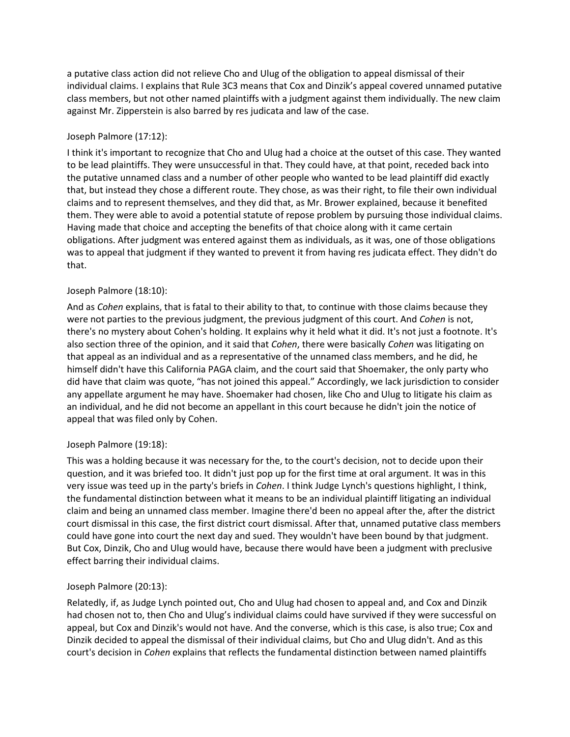a putative class action did not relieve Cho and Ulug of the obligation to appeal dismissal of their individual claims. I explains that Rule 3C3 means that Cox and Dinzik's appeal covered unnamed putative class members, but not other named plaintiffs with a judgment against them individually. The new claim against Mr. Zipperstein is also barred by res judicata and law of the case.

Joseph Palmore (17:12):

I think it's important to recognize that Cho and Ulug had a choice at the outset of this case. They wanted to be lead plaintiffs. They were unsuccessful in that. They could have, at that point, receded back into the putative unnamed class and a number of other people who wanted to be lead plaintiff did exactly that, but instead they chose a different route. They chose, as was their right, to file their own individual claims and to represent themselves, and they did that, as Mr. Brower explained, because it benefited them. They were able to avoid a potential statute of repose problem by pursuing those individual claims. Having made that choice and accepting the benefits of that choice along with it came certain obligations. After judgment was entered against them as individuals, as it was, one of those obligations was to appeal that judgment if they wanted to prevent it from having res judicata effect. They didn't do that.

Joseph Palmore (18:10):

And as *Cohen* explains, that is fatal to their ability to that, to continue with those claims because they were not parties to the previous judgment, the previous judgment of this court. And *Cohen* is not, there's no mystery about Cohen's holding. It explains why it held what it did. It's not just a footnote. It's also section three of the opinion, and it said that *Cohen*, there were basically *Cohen* was litigating on that appeal as an individual and as a representative of the unnamed class members, and he did, he himself didn't have this California PAGA claim, and the court said that Shoemaker, the only party who did have that claim was quote, "has not joined this appeal." Accordingly, we lack jurisdiction to consider any appellate argument he may have. Shoemaker had chosen, like Cho and Ulug to litigate his claim as an individual, and he did not become an appellant in this court because he didn't join the notice of appeal that was filed only by Cohen.

Joseph Palmore (19:18):

This was a holding because it was necessary for the, to the court's decision, not to decide upon their question, and it was briefed too. It didn't just pop up for the first time at oral argument. It was in this very issue was teed up in the party's briefs in *Cohen*. I think Judge Lynch's questions highlight, I think, the fundamental distinction between what it means to be an individual plaintiff litigating an individual claim and being an unnamed class member. Imagine there'd been no appeal after the, after the district court dismissal in this case, the first district court dismissal. After that, unnamed putative class members could have gone into court the next day and sued. They wouldn't have been bound by that judgment. But Cox, Dinzik, Cho and Ulug would have, because there would have been a judgment with preclusive effect barring their individual claims.

Joseph Palmore (20:13):

Relatedly, if, as Judge Lynch pointed out, Cho and Ulug had chosen to appeal and, and Cox and Dinzik had chosen not to, then Cho and Ulug's individual claims could have survived if they were successful on appeal, but Cox and Dinzik's would not have. And the converse, which is this case, is also true; Cox and Dinzik decided to appeal the dismissal of their individual claims, but Cho and Ulug didn't. And as this court's decision in *Cohen* explains that reflects the fundamental distinction between named plaintiffs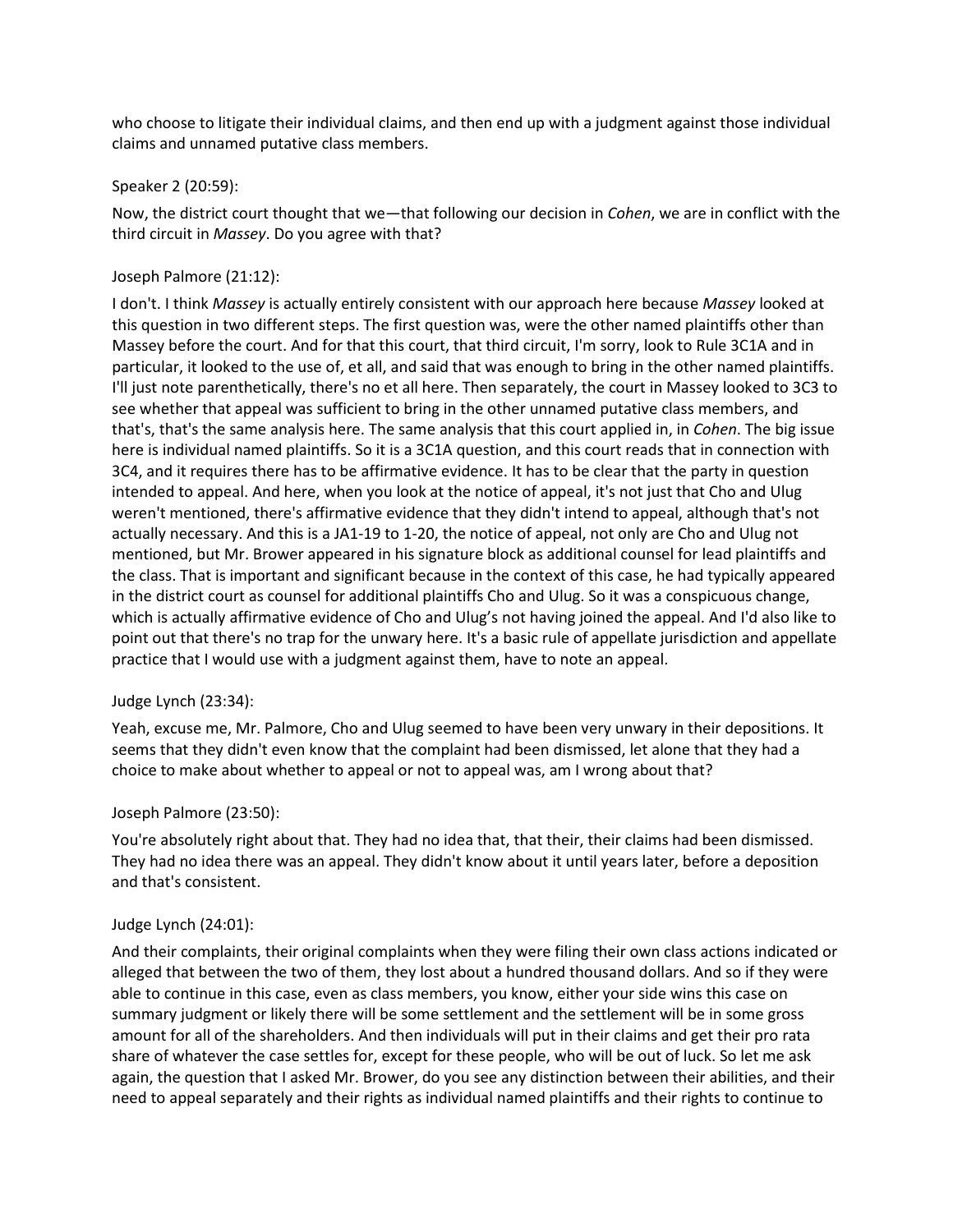who choose to litigate their individual claims, and then end up with a judgment against those individual claims and unnamed putative class members.

Speaker 2 (20:59):

Now, the district court thought that we—that following our decision in *Cohen*, we are in conflict with the third circuit in *Massey*. Do you agree with that?

Joseph Palmore (21:12):

I don't. I think *Massey* is actually entirely consistent with our approach here because *Massey* looked at this question in two different steps. The first question was, were the other named plaintiffs other than Massey before the court. And for that this court, that third circuit, I'm sorry, look to Rule 3C1A and in particular, it looked to the use of, et all, and said that was enough to bring in the other named plaintiffs. I'll just note parenthetically, there's no et all here. Then separately, the court in Massey looked to 3C3 to see whether that appeal was sufficient to bring in the other unnamed putative class members, and that's, that's the same analysis here. The same analysis that this court applied in, in *Cohen*. The big issue here is individual named plaintiffs. So it is a 3C1A question, and this court reads that in connection with 3C4, and it requires there has to be affirmative evidence. It has to be clear that the party in question intended to appeal. And here, when you look at the notice of appeal, it's not just that Cho and Ulug weren't mentioned, there's affirmative evidence that they didn't intend to appeal, although that's not actually necessary. And this is a JA1-19 to 1-20, the notice of appeal, not only are Cho and Ulug not mentioned, but Mr. Brower appeared in his signature block as additional counsel for lead plaintiffs and the class. That is important and significant because in the context of this case, he had typically appeared in the district court as counsel for additional plaintiffs Cho and Ulug. So it was a conspicuous change, which is actually affirmative evidence of Cho and Ulug's not having joined the appeal. And I'd also like to point out that there's no trap for the unwary here. It's a basic rule of appellate jurisdiction and appellate practice that I would use with a judgment against them, have to note an appeal.

Judge Lynch (23:34):

Yeah, excuse me, Mr. Palmore, Cho and Ulug seemed to have been very unwary in their depositions. It seems that they didn't even know that the complaint had been dismissed, let alone that they had a choice to make about whether to appeal or not to appeal was, am I wrong about that?

Joseph Palmore (23:50):

You're absolutely right about that. They had no idea that, that their, their claims had been dismissed. They had no idea there was an appeal. They didn't know about it until years later, before a deposition and that's consistent.

Judge Lynch (24:01):

And their complaints, their original complaints when they were filing their own class actions indicated or alleged that between the two of them, they lost about a hundred thousand dollars. And so if they were able to continue in this case, even as class members, you know, either your side wins this case on summary judgment or likely there will be some settlement and the settlement will be in some gross amount for all of the shareholders. And then individuals will put in their claims and get their pro rata share of whatever the case settles for, except for these people, who will be out of luck. So let me ask again, the question that I asked Mr. Brower, do you see any distinction between their abilities, and their need to appeal separately and their rights as individual named plaintiffs and their rights to continue to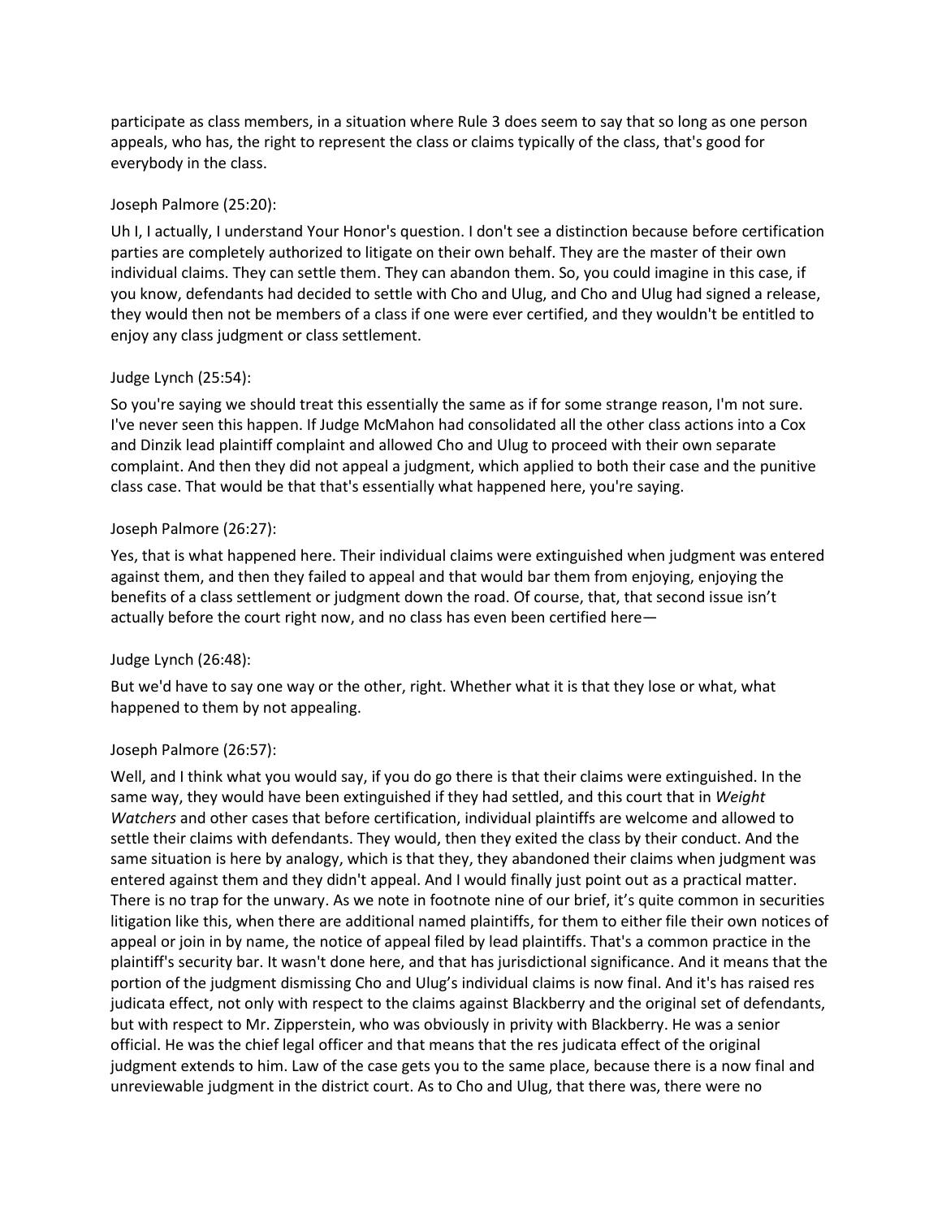participate as class members, in a situation where Rule 3 does seem to say that so long as one person appeals, who has, the right to represent the class or claims typically of the class, that's good for everybody in the class.

Joseph Palmore (25:20):

Uh I, I actually, I understand Your Honor's question. I don't see a distinction because before certification parties are completely authorized to litigate on their own behalf. They are the master of their own individual claims. They can settle them. They can abandon them. So, you could imagine in this case, if you know, defendants had decided to settle with Cho and Ulug, and Cho and Ulug had signed a release, they would then not be members of a class if one were ever certified, and they wouldn't be entitled to enjoy any class judgment or class settlement.

Judge Lynch (25:54):

So you're saying we should treat this essentially the same as if for some strange reason, I'm not sure. I've never seen this happen. If Judge McMahon had consolidated all the other class actions into a Cox and Dinzik lead plaintiff complaint and allowed Cho and Ulug to proceed with their own separate complaint. And then they did not appeal a judgment, which applied to both their case and the punitive class case. That would be that that's essentially what happened here, you're saying.

Joseph Palmore (26:27):

Yes, that is what happened here. Their individual claims were extinguished when judgment was entered against them, and then they failed to appeal and that would bar them from enjoying, enjoying the benefits of a class settlement or judgment down the road. Of course, that, that second issue isn't actually before the court right now, and no class has even been certified here—

Judge Lynch (26:48):

But we'd have to say one way or the other, right. Whether what it is that they lose or what, what happened to them by not appealing.

Joseph Palmore (26:57):

Well, and I think what you would say, if you do go there is that their claims were extinguished. In the same way, they would have been extinguished if they had settled, and this court that in *Weight Watchers* and other cases that before certification, individual plaintiffs are welcome and allowed to settle their claims with defendants. They would, then they exited the class by their conduct. And the same situation is here by analogy, which is that they, they abandoned their claims when judgment was entered against them and they didn't appeal. And I would finally just point out as a practical matter. There is no trap for the unwary. As we note in footnote nine of our brief, it's quite common in securities litigation like this, when there are additional named plaintiffs, for them to either file their own notices of appeal or join in by name, the notice of appeal filed by lead plaintiffs. That's a common practice in the plaintiff's security bar. It wasn't done here, and that has jurisdictional significance. And it means that the portion of the judgment dismissing Cho and Ulug's individual claims is now final. And it's has raised res judicata effect, not only with respect to the claims against Blackberry and the original set of defendants, but with respect to Mr. Zipperstein, who was obviously in privity with Blackberry. He was a senior official. He was the chief legal officer and that means that the res judicata effect of the original judgment extends to him. Law of the case gets you to the same place, because there is a now final and unreviewable judgment in the district court. As to Cho and Ulug, that there was, there were no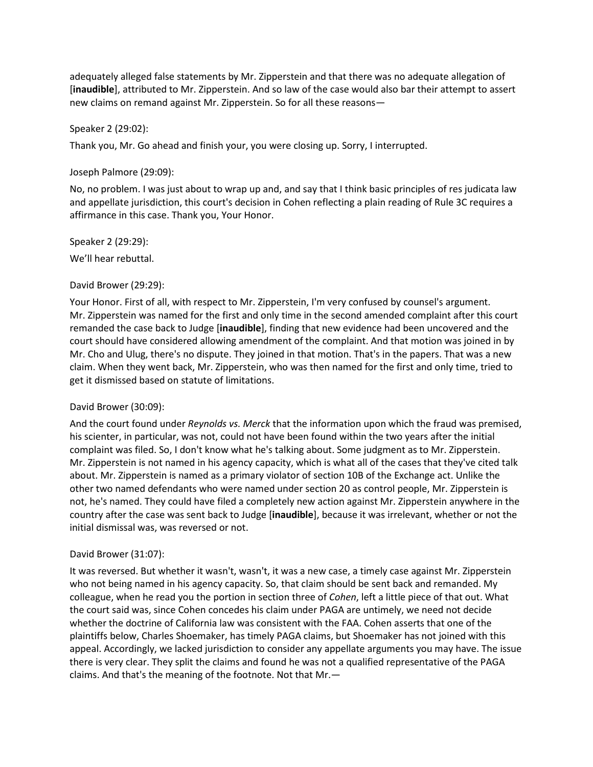adequately alleged false statements by Mr. Zipperstein and that there was no adequate allegation of [**inaudible**], attributed to Mr. Zipperstein. And so law of the case would also bar their attempt to assert new claims on remand against Mr. Zipperstein. So for all these reasons—

Speaker 2 (29:02):

Thank you, Mr. Go ahead and finish your, you were closing up. Sorry, I interrupted.

Joseph Palmore (29:09):

No, no problem. I was just about to wrap up and, and say that I think basic principles of res judicata law and appellate jurisdiction, this court's decision in Cohen reflecting a plain reading of Rule 3C requires a affirmance in this case. Thank you, Your Honor.

Speaker 2 (29:29):

We'll hear rebuttal.

David Brower (29:29):

Your Honor. First of all, with respect to Mr. Zipperstein, I'm very confused by counsel's argument. Mr. Zipperstein was named for the first and only time in the second amended complaint after this court remanded the case back to Judge [**inaudible**], finding that new evidence had been uncovered and the court should have considered allowing amendment of the complaint. And that motion was joined in by Mr. Cho and Ulug, there's no dispute. They joined in that motion. That's in the papers. That was a new claim. When they went back, Mr. Zipperstein, who was then named for the first and only time, tried to get it dismissed based on statute of limitations.

David Brower (30:09):

And the court found under *Reynolds vs. Merck* that the information upon which the fraud was premised, his scienter, in particular, was not, could not have been found within the two years after the initial complaint was filed. So, I don't know what he's talking about. Some judgment as to Mr. Zipperstein. Mr. Zipperstein is not named in his agency capacity, which is what all of the cases that they've cited talk about. Mr. Zipperstein is named as a primary violator of section 10B of the Exchange act. Unlike the other two named defendants who were named under section 20 as control people, Mr. Zipperstein is not, he's named. They could have filed a completely new action against Mr. Zipperstein anywhere in the country after the case was sent back to Judge [**inaudible**], because it was irrelevant, whether or not the initial dismissal was, was reversed or not.

David Brower (31:07):

It was reversed. But whether it wasn't, wasn't, it was a new case, a timely case against Mr. Zipperstein who not being named in his agency capacity. So, that claim should be sent back and remanded. My colleague, when he read you the portion in section three of *Cohen*, left a little piece of that out. What the court said was, since Cohen concedes his claim under PAGA are untimely, we need not decide whether the doctrine of California law was consistent with the FAA. Cohen asserts that one of the plaintiffs below, Charles Shoemaker, has timely PAGA claims, but Shoemaker has not joined with this appeal. Accordingly, we lacked jurisdiction to consider any appellate arguments you may have. The issue there is very clear. They split the claims and found he was not a qualified representative of the PAGA claims. And that's the meaning of the footnote. Not that Mr.—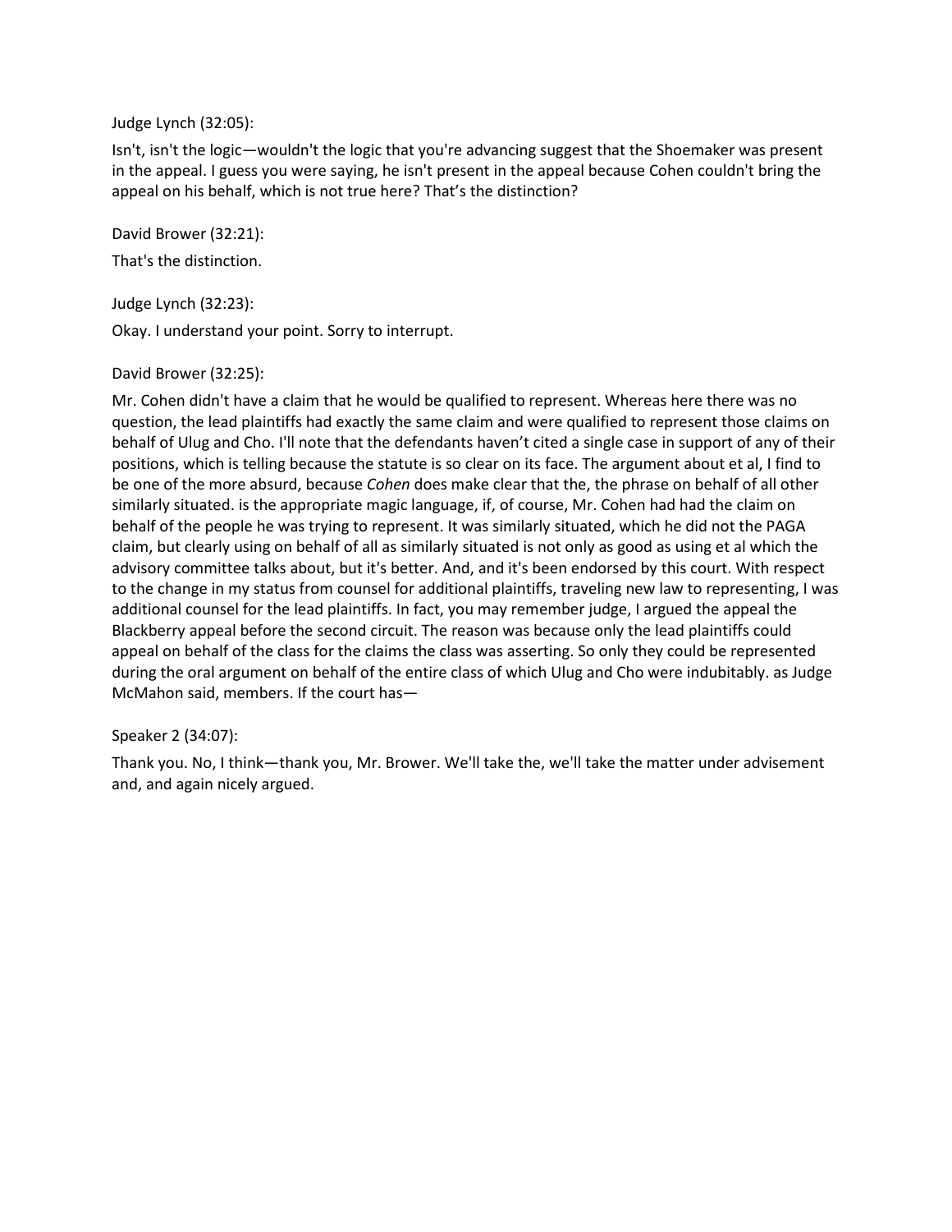Judge Lynch (32:05):

Isn't, isn't the logic—wouldn't the logic that you're advancing suggest that the Shoemaker was present in the appeal. I guess you were saying, he isn't present in the appeal because Cohen couldn't bring the appeal on his behalf, which is not true here? That's the distinction?

David Brower (32:21):

That's the distinction.

Judge Lynch (32:23):

Okay. I understand your point. Sorry to interrupt.

David Brower (32:25):

Mr. Cohen didn't have a claim that he would be qualified to represent. Whereas here there was no question, the lead plaintiffs had exactly the same claim and were qualified to represent those claims on behalf of Ulug and Cho. I'll note that the defendants haven't cited a single case in support of any of their positions, which is telling because the statute is so clear on its face. The argument about et al, I find to be one of the more absurd, because *Cohen* does make clear that the, the phrase on behalf of all other similarly situated. is the appropriate magic language, if, of course, Mr. Cohen had had the claim on behalf of the people he was trying to represent. It was similarly situated, which he did not the PAGA claim, but clearly using on behalf of all as similarly situated is not only as good as using et al which the advisory committee talks about, but it's better. And, and it's been endorsed by this court. With respect to the change in my status from counsel for additional plaintiffs, traveling new law to representing, I was additional counsel for the lead plaintiffs. In fact, you may remember judge, I argued the appeal the Blackberry appeal before the second circuit. The reason was because only the lead plaintiffs could appeal on behalf of the class for the claims the class was asserting. So only they could be represented during the oral argument on behalf of the entire class of which Ulug and Cho were indubitably. as Judge McMahon said, members. If the court has—

Speaker 2 (34:07):

Thank you. No, I think—thank you, Mr. Brower. We'll take the, we'll take the matter under advisement and, and again nicely argued.